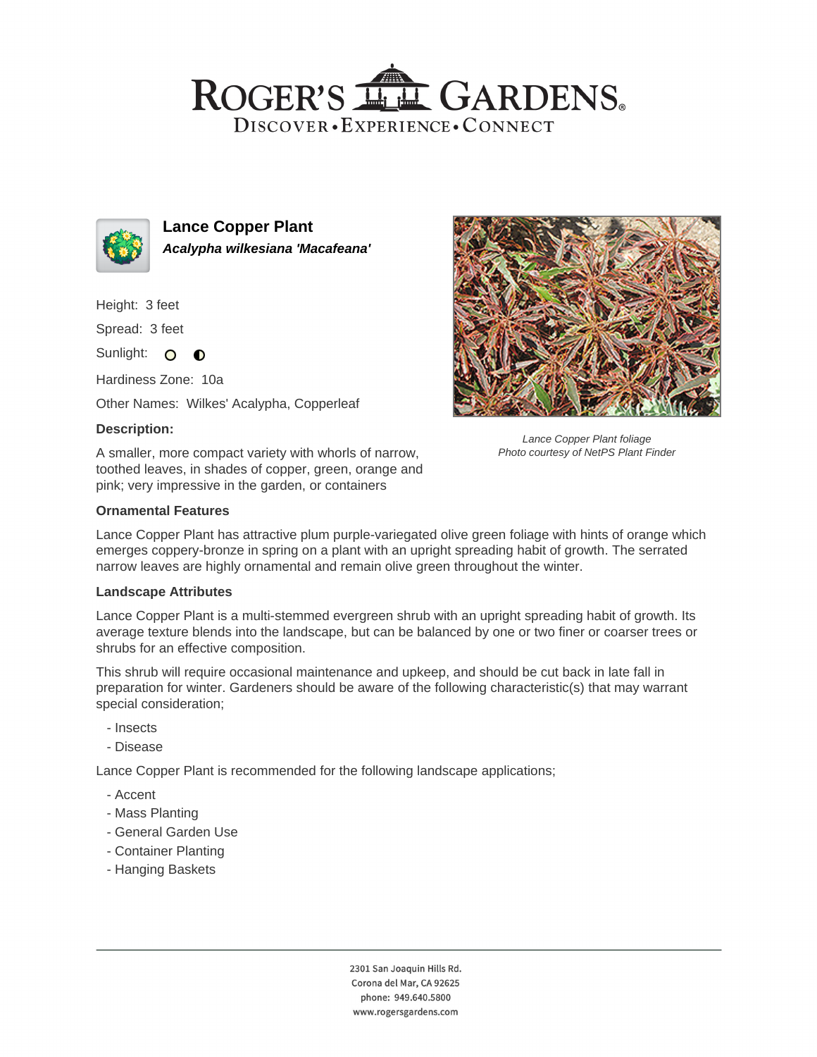# ROGER'S GARDENS

DISCOVER • EXPERIENCE • CONNECT

## Lance Copper Plant

***Acalypha wilkesiana 'Macafeana'***

Height: 3 feet

Spread: 3 feet

Sunlight: ○ ◐

Hardiness Zone: 10a

Other Names: Wilkes' Acalypha, Copperleaf

### Description:

A smaller, more compact variety with whorls of narrow, toothed leaves, in shades of copper, green, orange and pink; very impressive in the garden, or containers

*Lance Copper Plant foliage*
*Photo courtesy of NetPS Plant Finder*

### Ornamental Features

Lance Copper Plant has attractive plum purple-variegated olive green foliage with hints of orange which emerges coppery-bronze in spring on a plant with an upright spreading habit of growth. The serrated narrow leaves are highly ornamental and remain olive green throughout the winter.

### Landscape Attributes

Lance Copper Plant is a multi-stemmed evergreen shrub with an upright spreading habit of growth. Its average texture blends into the landscape, but can be balanced by one or two finer or coarser trees or shrubs for an effective composition.

This shrub will require occasional maintenance and upkeep, and should be cut back in late fall in preparation for winter. Gardeners should be aware of the following characteristic(s) that may warrant special consideration;

- Insects
- Disease

Lance Copper Plant is recommended for the following landscape applications;

- Accent
- Mass Planting
- General Garden Use
- Container Planting
- Hanging Baskets

2301 San Joaquin Hills Rd.
Corona del Mar, CA 92625
phone: 949.640.5800
www.rogersgardens.com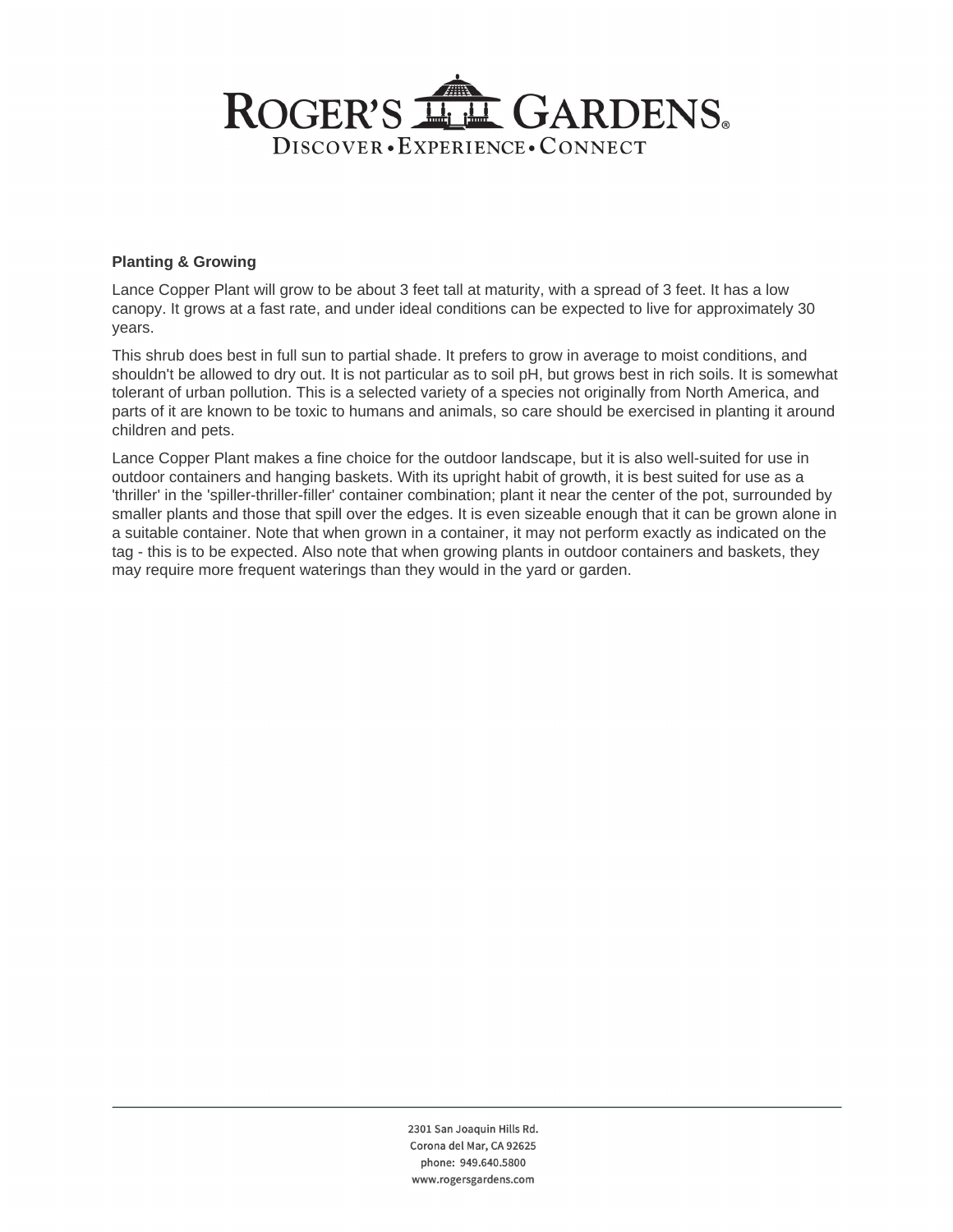**Planting & Growing**

Lance Copper Plant will grow to be about 3 feet tall at maturity, with a spread of 3 feet. It has a low canopy. It grows at a fast rate, and under ideal conditions can be expected to live for approximately 30 years.

This shrub does best in full sun to partial shade. It prefers to grow in average to moist conditions, and shouldn't be allowed to dry out. It is not particular as to soil pH, but grows best in rich soils. It is somewhat tolerant of urban pollution. This is a selected variety of a species not originally from North America, and parts of it are known to be toxic to humans and animals, so care should be exercised in planting it around children and pets.

Lance Copper Plant makes a fine choice for the outdoor landscape, but it is also well-suited for use in outdoor containers and hanging baskets. With its upright habit of growth, it is best suited for use as a 'thriller' in the 'spiller-thriller-filler' container combination; plant it near the center of the pot, surrounded by smaller plants and those that spill over the edges. It is even sizeable enough that it can be grown alone in a suitable container. Note that when grown in a container, it may not perform exactly as indicated on the tag - this is to be expected. Also note that when growing plants in outdoor containers and baskets, they may require more frequent waterings than they would in the yard or garden.